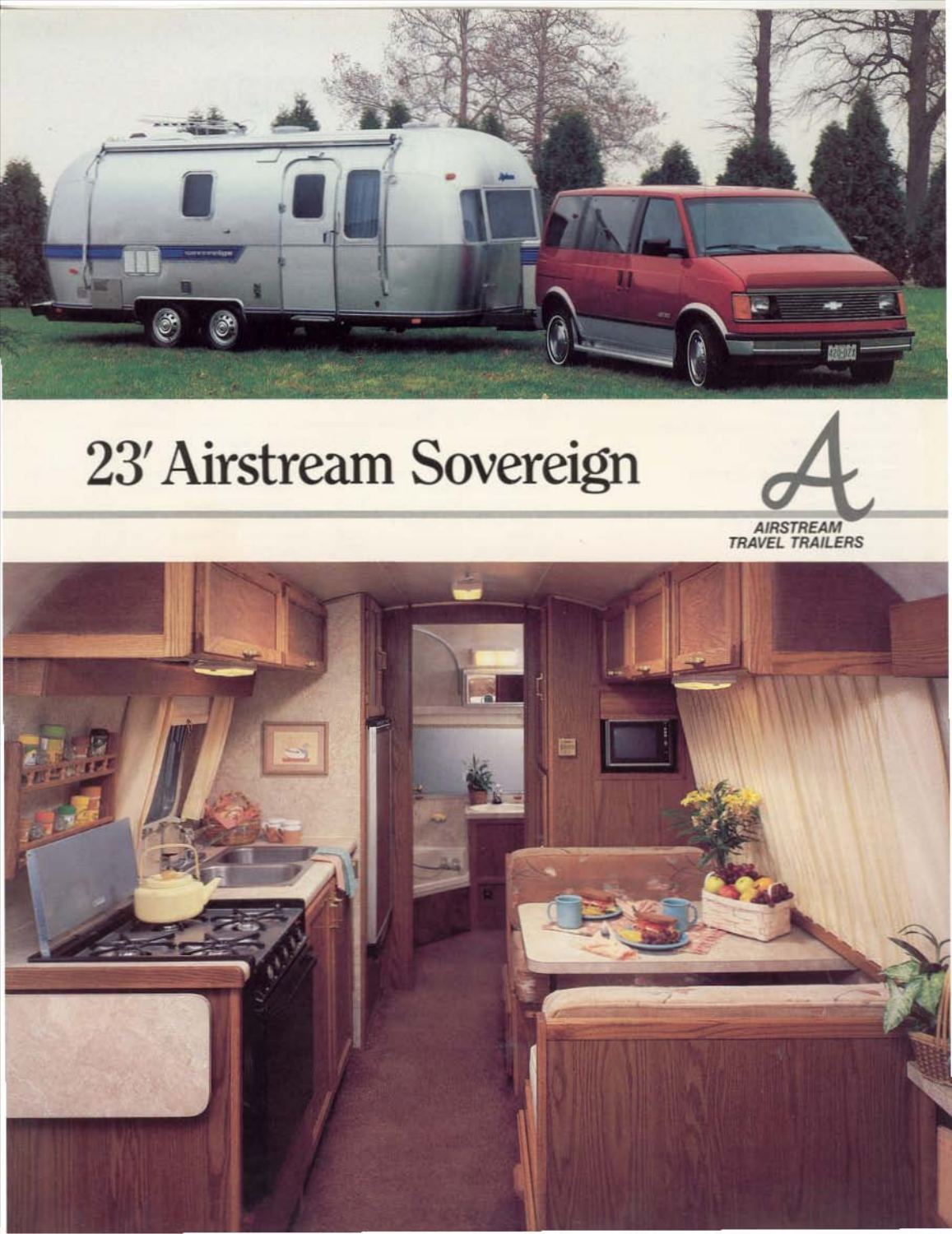# 23′ Airstream Sovereign

AIRSTREAM TRAVEL TRAILERS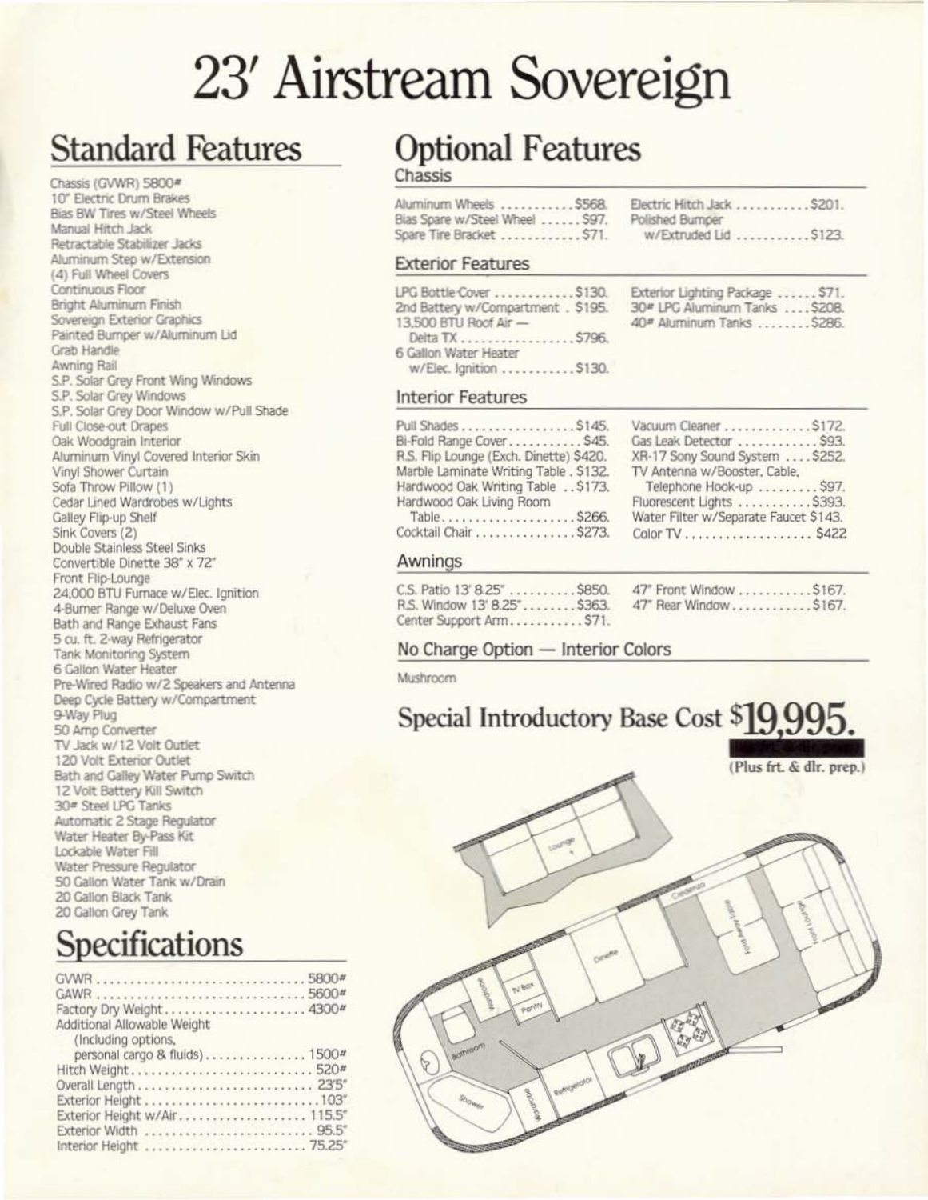# 23' Airstream Sovereign

## Standard Features

Chassis (GVWR) 5800#
10" Electric Drum Brakes
Bias BW Tires w/Steel Wheels
Manual Hitch Jack
Retractable Stabilizer Jacks
Aluminum Step w/Extension
(4) Full Wheel Covers
Continuous Floor
Bright Aluminum Finish
Sovereign Exterior Graphics
Painted Bumper w/Aluminum Lid
Grab Handle
Awning Rail
S.P. Solar Grey Front Wing Windows
S.P. Solar Grey Windows
S.P. Solar Grey Door Window w/Pull Shade
Full Close-out Drapes
Oak Woodgrain Interior
Aluminum Vinyl Covered Interior Skin
Vinyl Shower Curtain
Sofa Throw Pillow (1)
Cedar Lined Wardrobes w/Lights
Galley Flip-up Shelf
Sink Covers (2)
Double Stainless Steel Sinks
Convertible Dinette 38" x 72"
Front Flip-Lounge
24,000 BTU Furnace w/Elec. Ignition
4-Burner Range w/Deluxe Oven
Bath and Range Exhaust Fans
5 cu. ft. 2-way Refrigerator
Tank Monitoring System
6 Gallon Water Heater
Pre-Wired Radio w/2 Speakers and Antenna
Deep Cycle Battery w/Compartment
9-Way Plug
50 Amp Converter
TV Jack w/12 Volt Outlet
120 Volt Exterior Outlet
Bath and Galley Water Pump Switch
12 Volt Battery Kill Switch
30# Steel LPG Tanks
Automatic 2 Stage Regulator
Water Heater By-Pass Kit
Lockable Water Fill
Water Pressure Regulator
50 Gallon Water Tank w/Drain
20 Gallon Black Tank
20 Gallon Grey Tank

## Specifications

| | |
|---|---|
| GVWR | 5800# |
| GAWR | 5600# |
| Factory Dry Weight | 4300# |
| Additional Allowable Weight (Including options, personal cargo & fluids) | 1500# |
| Hitch Weight | 520# |
| Overall Length | 23'5" |
| Exterior Height | 103" |
| Exterior Height w/Air | 115.5" |
| Exterior Width | 95.5" |
| Interior Height | 75.25" |

## Optional Features

### Chassis

Aluminum Wheels ........... $568.
Bias Spare w/Steel Wheel ....... $97.
Spare Tire Bracket ............. $71.
Electric Hitch Jack ........... $201.
Polished Bumper w/Extruded Lid ........... $123.

### Exterior Features

LPG Bottle Cover ............ $130.
2nd Battery w/Compartment . $195.
13,500 BTU Roof Air — Delta TX ................ $796.
6 Gallon Water Heater w/Elec. Ignition ........... $130.
Exterior Lighting Package ...... $71.
30# LPG Aluminum Tanks .... $208.
40# Aluminum Tanks ........ $286.

### Interior Features

Pull Shades ................. $145.
Bi-Fold Range Cover ........... $45.
R.S. Flip Lounge (Exch. Dinette) $420.
Marble Laminate Writing Table . $132.
Hardwood Oak Writing Table .. $173.
Hardwood Oak Living Room Table ..................... $266.
Cocktail Chair ............... $273.
Vacuum Cleaner ............. $172.
Gas Leak Detector ............ $93.
XR-17 Sony Sound System .... $252.
TV Antenna w/Booster, Cable, Telephone Hook-up ......... $97.
Fluorescent Lights ........... $393.
Water Filter w/Separate Faucet $143.
Color TV ................... $422

### Awnings

C.S. Patio 13' 8.25" .......... $850.
R.S. Window 13' 8.25" ........ $363.
Center Support Arm ........... $71.
47" Front Window ........... $167.
47" Rear Window ............ $167.

### No Charge Option — Interior Colors

Mushroom

## Special Introductory Base Cost $19,995.

(Plus frt. & dlr. prep.)

Lounge
Credenza
Front Lounge
Dinette
TV Box
Pantry
Wardrobe
Bathroom
Shower
Refrigerator